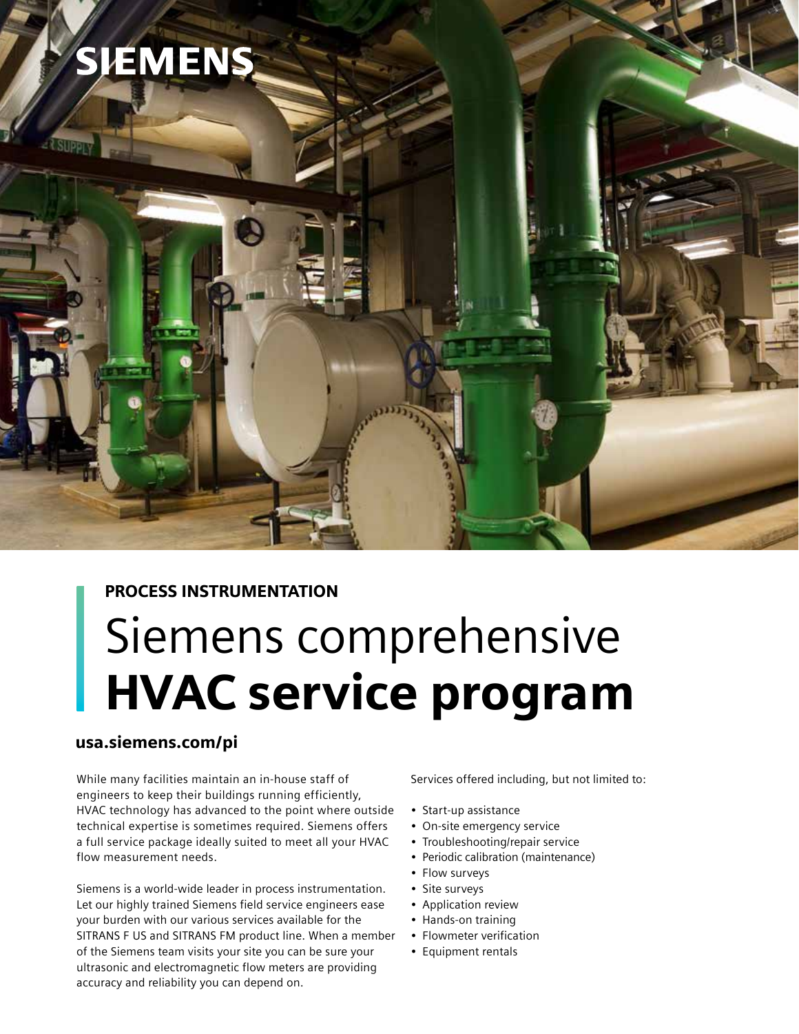SIEMENS

PROCESS INSTRUMENTATION

# Siemens comprehensive **HVAC service program**

**usa.siemens.com/pi**

While many facilities maintain an in-house staff of engineers to keep their buildings running efficiently, HVAC technology has advanced to the point where outside technical expertise is sometimes required. Siemens offers a full service package ideally suited to meet all your HVAC flow measurement needs.

Siemens is a world-wide leader in process instrumentation. Let our highly trained Siemens field service engineers ease your burden with our various services available for the SITRANS F US and SITRANS FM product line. When a member of the Siemens team visits your site you can be sure your ultrasonic and electromagnetic flow meters are providing accuracy and reliability you can depend on.

Services offered including, but not limited to:

- Start-up assistance
- On-site emergency service
- Troubleshooting/repair service
- Periodic calibration (maintenance)
- Flow surveys
- Site surveys
- Application review
- Hands-on training
- Flowmeter verification
- Equipment rentals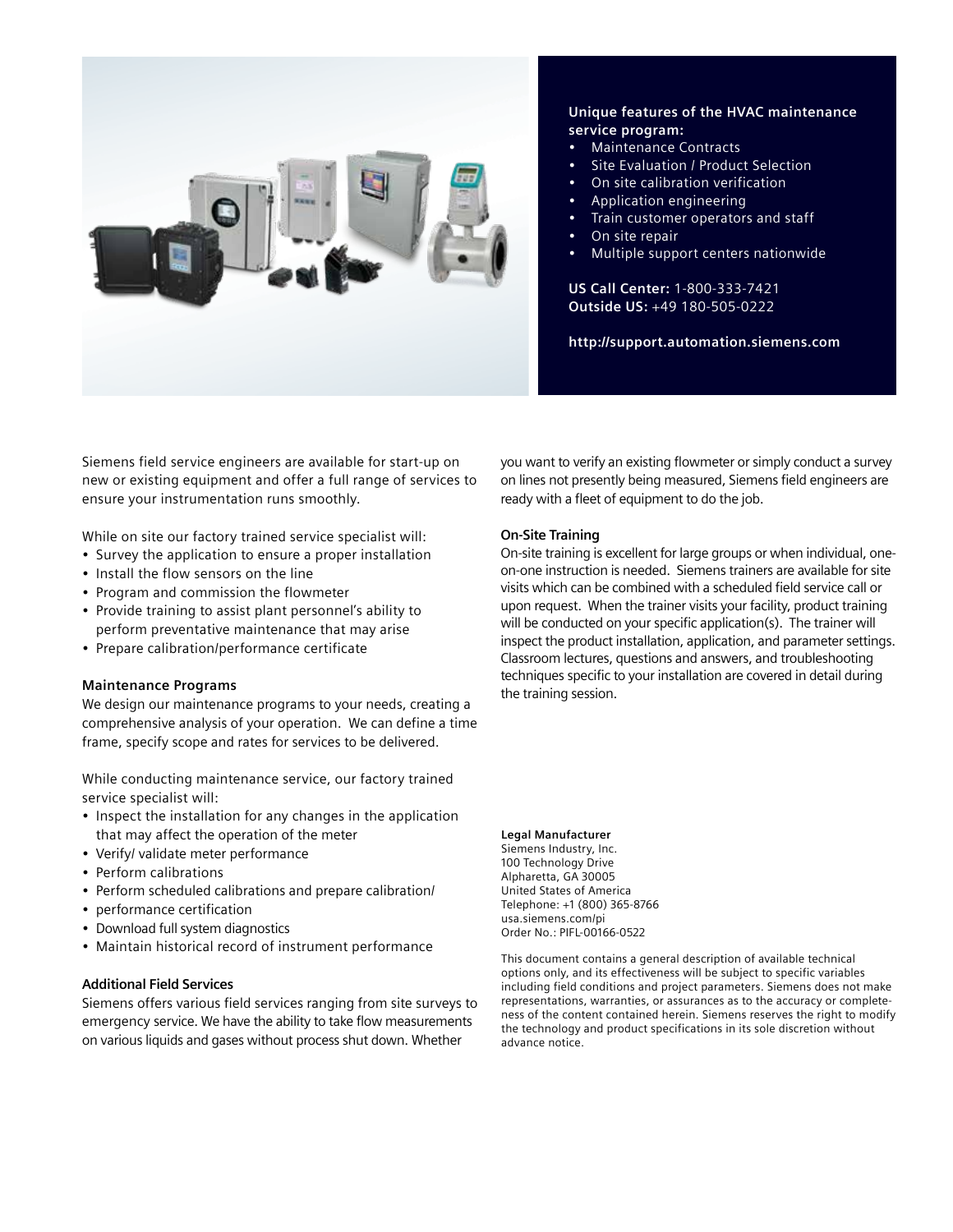**Unique features of the HVAC maintenance service program:**

- Maintenance Contracts
- Site Evaluation / Product Selection
- On site calibration verification
- Application engineering
- Train customer operators and staff
- On site repair
- Multiple support centers nationwide

**US Call Center:** 1-800-333-7421
**Outside US:** +49 180-505-0222

**http://support.automation.siemens.com**

Siemens field service engineers are available for start-up on new or existing equipment and offer a full range of services to ensure your instrumentation runs smoothly.

While on site our factory trained service specialist will:

- Survey the application to ensure a proper installation
- Install the flow sensors on the line
- Program and commission the flowmeter
- Provide training to assist plant personnel's ability to perform preventative maintenance that may arise
- Prepare calibration/performance certificate

### Maintenance Programs

We design our maintenance programs to your needs, creating a comprehensive analysis of your operation. We can define a time frame, specify scope and rates for services to be delivered.

While conducting maintenance service, our factory trained service specialist will:

- Inspect the installation for any changes in the application that may affect the operation of the meter
- Verify/ validate meter performance
- Perform calibrations
- Perform scheduled calibrations and prepare calibration/
- performance certification
- Download full system diagnostics
- Maintain historical record of instrument performance

### Additional Field Services

Siemens offers various field services ranging from site surveys to emergency service. We have the ability to take flow measurements on various liquids and gases without process shut down. Whether you want to verify an existing flowmeter or simply conduct a survey on lines not presently being measured, Siemens field engineers are ready with a fleet of equipment to do the job.

### On-Site Training

On-site training is excellent for large groups or when individual, one-on-one instruction is needed. Siemens trainers are available for site visits which can be combined with a scheduled field service call or upon request. When the trainer visits your facility, product training will be conducted on your specific application(s). The trainer will inspect the product installation, application, and parameter settings. Classroom lectures, questions and answers, and troubleshooting techniques specific to your installation are covered in detail during the training session.

**Legal Manufacturer**
Siemens Industry, Inc.
100 Technology Drive
Alpharetta, GA 30005
United States of America
Telephone: +1 (800) 365-8766
usa.siemens.com/pi
Order No.: PIFL-00166-0522

This document contains a general description of available technical options only, and its effectiveness will be subject to specific variables including field conditions and project parameters. Siemens does not make representations, warranties, or assurances as to the accuracy or completeness of the content contained herein. Siemens reserves the right to modify the technology and product specifications in its sole discretion without advance notice.